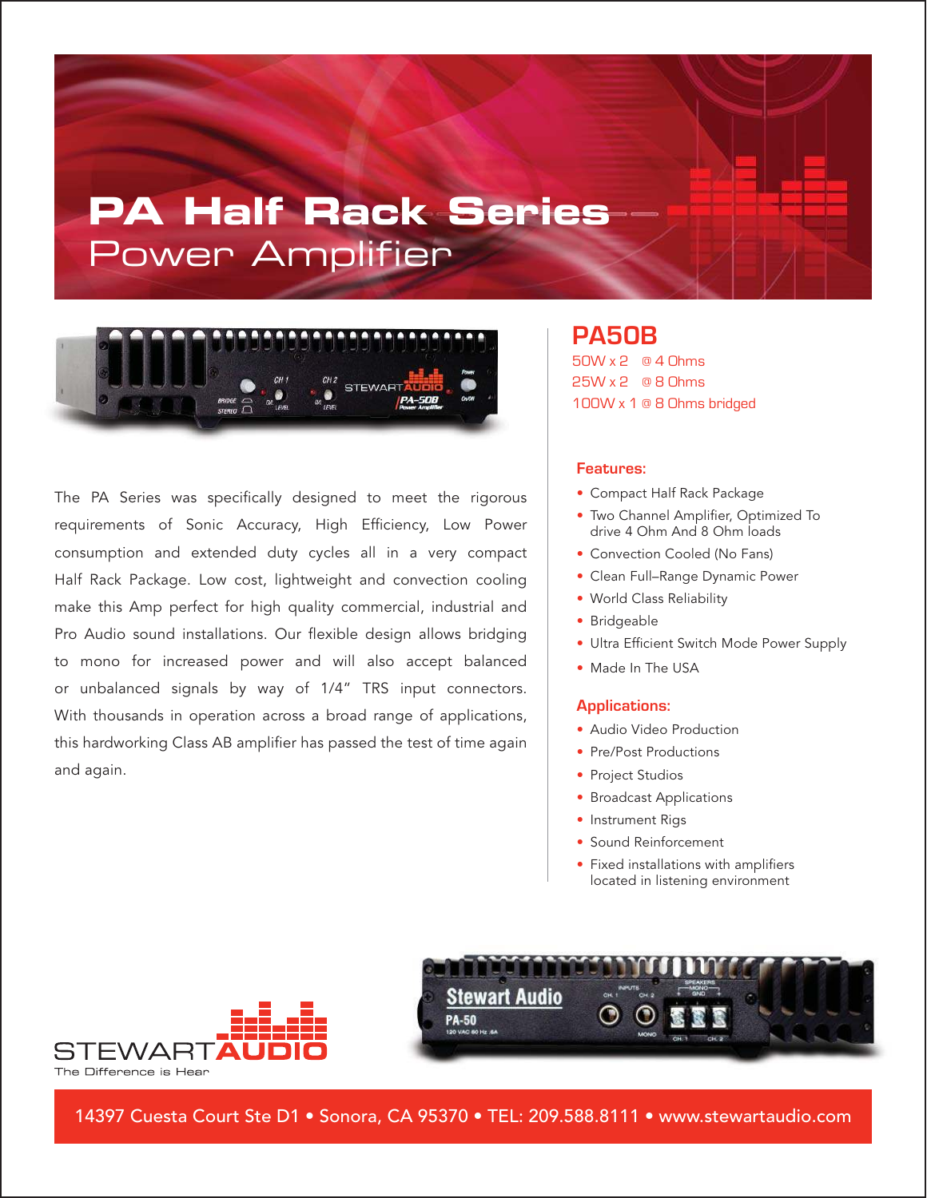# PA Half Rack Series

## Power Amplifier

## PA50B

50W x 2 @ 4 Ohms
25W x 2 @ 8 Ohms
100W x 1 @ 8 Ohms bridged

The PA Series was specifically designed to meet the rigorous requirements of Sonic Accuracy, High Efficiency, Low Power consumption and extended duty cycles all in a very compact Half Rack Package. Low cost, lightweight and convection cooling make this Amp perfect for high quality commercial, industrial and Pro Audio sound installations. Our flexible design allows bridging to mono for increased power and will also accept balanced or unbalanced signals by way of 1/4" TRS input connectors. With thousands in operation across a broad range of applications, this hardworking Class AB amplifier has passed the test of time again and again.

### Features:

- Compact Half Rack Package
- Two Channel Amplifier, Optimized To drive 4 Ohm And 8 Ohm loads
- Convection Cooled (No Fans)
- Clean Full–Range Dynamic Power
- World Class Reliability
- Bridgeable
- Ultra Efficient Switch Mode Power Supply
- Made In The USA

### Applications:

- Audio Video Production
- Pre/Post Productions
- Project Studios
- Broadcast Applications
- Instrument Rigs
- Sound Reinforcement
- Fixed installations with amplifiers located in listening environment

STEWART AUDIO
The Difference is Hear

14397 Cuesta Court Ste D1 • Sonora, CA 95370 • TEL: 209.588.8111 • www.stewartaudio.com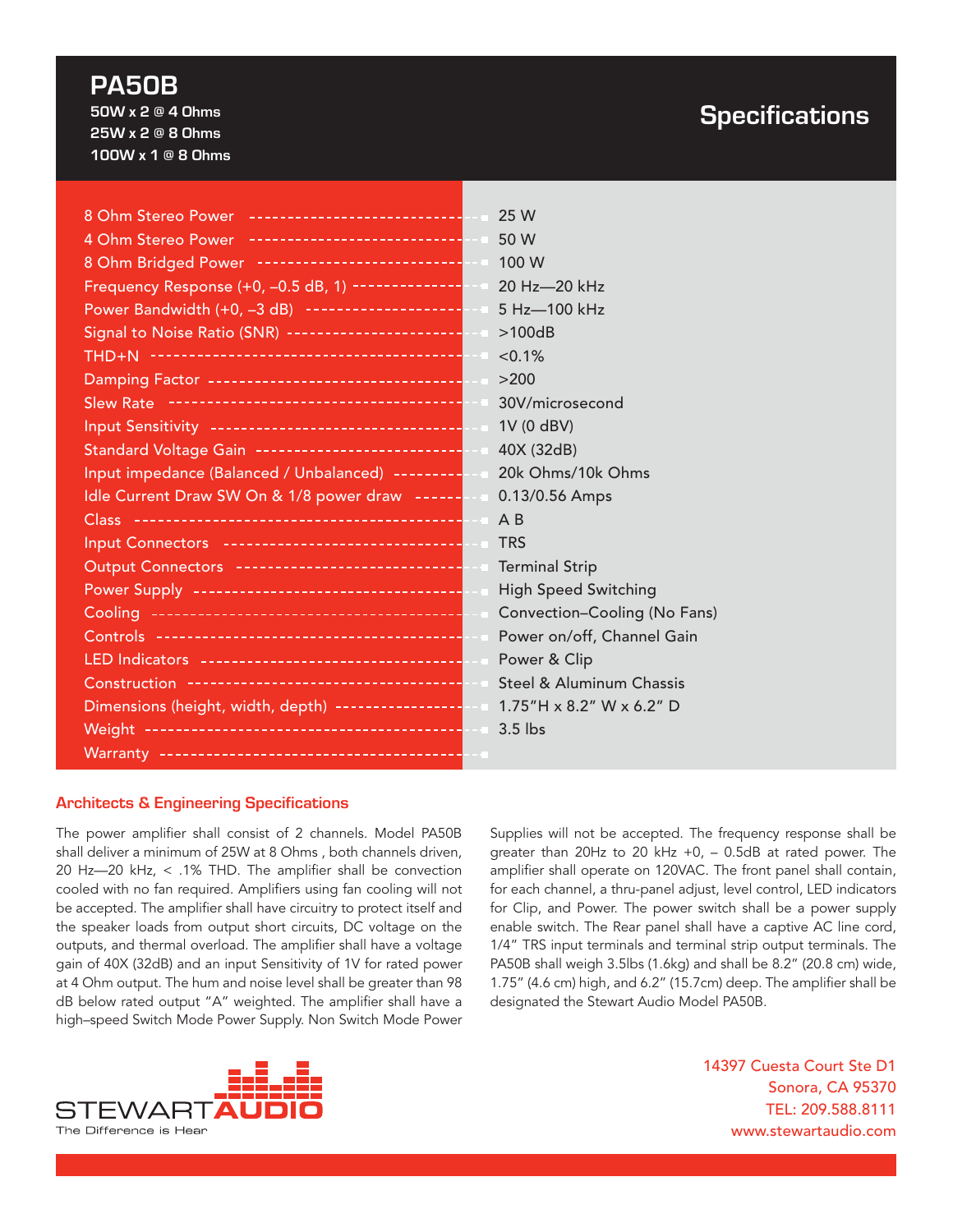# PA50B

**50W x 2 @ 4 Ohms**
**25W x 2 @ 8 Ohms**
**100W x 1 @ 8 Ohms**

## Specifications

| | |
|---|---|
| 8 Ohm Stereo Power | 25 W |
| 4 Ohm Stereo Power | 50 W |
| 8 Ohm Bridged Power | 100 W |
| Frequency Response (+0, –0.5 dB, 1) | 20 Hz—20 kHz |
| Power Bandwidth (+0, –3 dB) | 5 Hz—100 kHz |
| Signal to Noise Ratio (SNR) | >100dB |
| THD+N | <0.1% |
| Damping Factor | >200 |
| Slew Rate | 30V/microsecond |
| Input Sensitivity | 1V (0 dBV) |
| Standard Voltage Gain | 40X (32dB) |
| Input impedance (Balanced / Unbalanced) | 20k Ohms/10k Ohms |
| Idle Current Draw SW On & 1/8 power draw | 0.13/0.56 Amps |
| Class | A B |
| Input Connectors | TRS |
| Output Connectors | Terminal Strip |
| Power Supply | High Speed Switching |
| Cooling | Convection–Cooling (No Fans) |
| Controls | Power on/off, Channel Gain |
| LED Indicators | Power & Clip |
| Construction | Steel & Aluminum Chassis |
| Dimensions (height, width, depth) | 1.75"H x 8.2" W x 6.2" D |
| Weight | 3.5 lbs |
| Warranty | |

### Architects & Engineering Specifications

The power amplifier shall consist of 2 channels. Model PA50B shall deliver a minimum of 25W at 8 Ohms , both channels driven, 20 Hz—20 kHz, < .1% THD. The amplifier shall be convection cooled with no fan required. Amplifiers using fan cooling will not be accepted. The amplifier shall have circuitry to protect itself and the speaker loads from output short circuits, DC voltage on the outputs, and thermal overload. The amplifier shall have a voltage gain of 40X (32dB) and an input Sensitivity of 1V for rated power at 4 Ohm output. The hum and noise level shall be greater than 98 dB below rated output "A" weighted. The amplifier shall have a high–speed Switch Mode Power Supply. Non Switch Mode Power Supplies will not be accepted. The frequency response shall be greater than 20Hz to 20 kHz +0, – 0.5dB at rated power. The amplifier shall operate on 120VAC. The front panel shall contain, for each channel, a thru-panel adjust, level control, LED indicators for Clip, and Power. The power switch shall be a power supply enable switch. The Rear panel shall have a captive AC line cord, 1/4" TRS input terminals and terminal strip output terminals. The PA50B shall weigh 3.5lbs (1.6kg) and shall be 8.2" (20.8 cm) wide, 1.75" (4.6 cm) high, and 6.2" (15.7cm) deep. The amplifier shall be designated the Stewart Audio Model PA50B.

STEWART AUDIO
The Difference is Hear

14397 Cuesta Court Ste D1
Sonora, CA 95370
TEL: 209.588.8111
www.stewartaudio.com